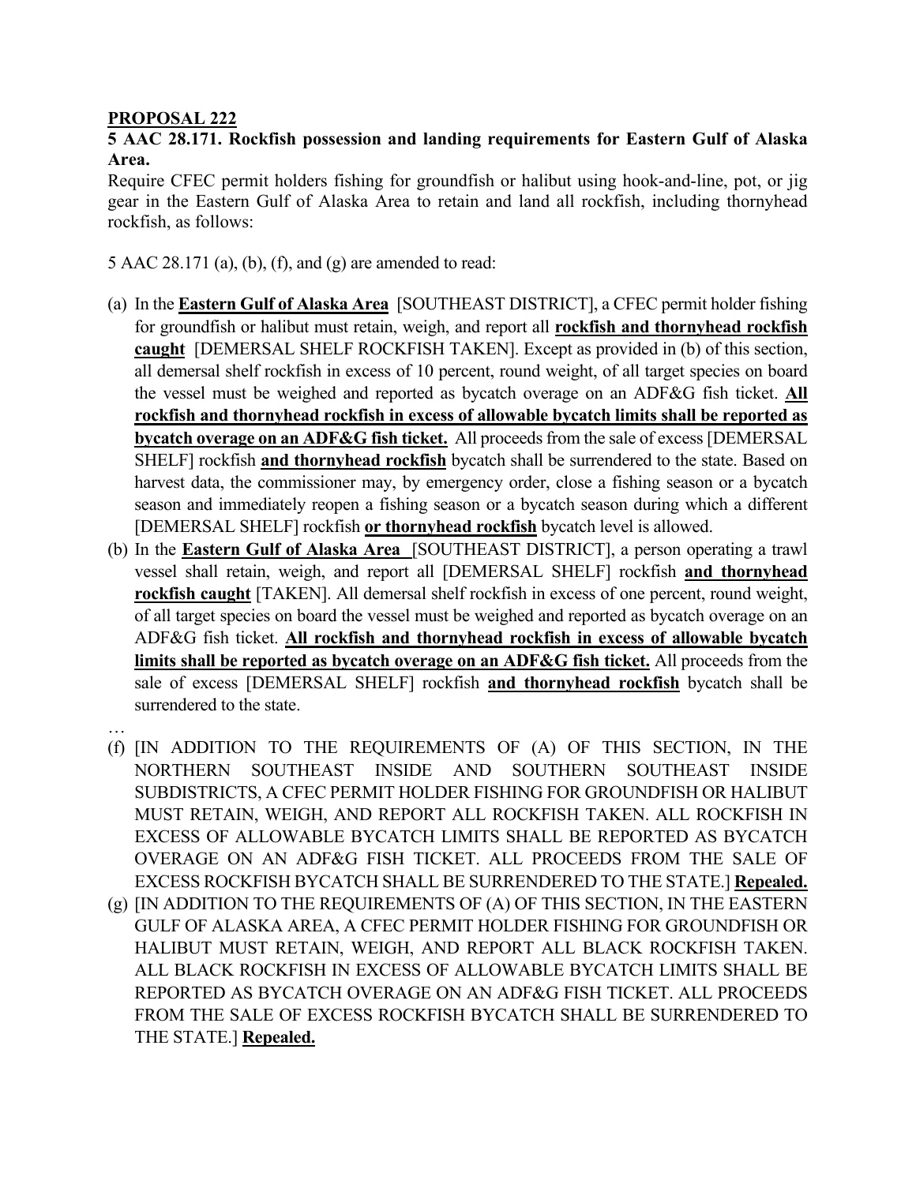**PROPOSAL 222**

**5 AAC 28.171. Rockfish possession and landing requirements for Eastern Gulf of Alaska Area.**

Require CFEC permit holders fishing for groundfish or halibut using hook-and-line, pot, or jig gear in the Eastern Gulf of Alaska Area to retain and land all rockfish, including thornyhead rockfish, as follows:

5 AAC 28.171 (a), (b), (f), and (g) are amended to read:

(a) In the **Eastern Gulf of Alaska Area** [SOUTHEAST DISTRICT], a CFEC permit holder fishing for groundfish or halibut must retain, weigh, and report all **rockfish and thornyhead rockfish caught** [DEMERSAL SHELF ROCKFISH TAKEN]. Except as provided in (b) of this section, all demersal shelf rockfish in excess of 10 percent, round weight, of all target species on board the vessel must be weighed and reported as bycatch overage on an ADF&G fish ticket. **All rockfish and thornyhead rockfish in excess of allowable bycatch limits shall be reported as bycatch overage on an ADF&G fish ticket.** All proceeds from the sale of excess [DEMERSAL SHELF] rockfish **and thornyhead rockfish** bycatch shall be surrendered to the state. Based on harvest data, the commissioner may, by emergency order, close a fishing season or a bycatch season and immediately reopen a fishing season or a bycatch season during which a different [DEMERSAL SHELF] rockfish **or thornyhead rockfish** bycatch level is allowed.

(b) In the **Eastern Gulf of Alaska Area** [SOUTHEAST DISTRICT], a person operating a trawl vessel shall retain, weigh, and report all [DEMERSAL SHELF] rockfish **and thornyhead rockfish caught** [TAKEN]. All demersal shelf rockfish in excess of one percent, round weight, of all target species on board the vessel must be weighed and reported as bycatch overage on an ADF&G fish ticket. **All rockfish and thornyhead rockfish in excess of allowable bycatch limits shall be reported as bycatch overage on an ADF&G fish ticket.** All proceeds from the sale of excess [DEMERSAL SHELF] rockfish **and thornyhead rockfish** bycatch shall be surrendered to the state.

…

(f) [IN ADDITION TO THE REQUIREMENTS OF (A) OF THIS SECTION, IN THE NORTHERN SOUTHEAST INSIDE AND SOUTHERN SOUTHEAST INSIDE SUBDISTRICTS, A CFEC PERMIT HOLDER FISHING FOR GROUNDFISH OR HALIBUT MUST RETAIN, WEIGH, AND REPORT ALL ROCKFISH TAKEN. ALL ROCKFISH IN EXCESS OF ALLOWABLE BYCATCH LIMITS SHALL BE REPORTED AS BYCATCH OVERAGE ON AN ADF&G FISH TICKET. ALL PROCEEDS FROM THE SALE OF EXCESS ROCKFISH BYCATCH SHALL BE SURRENDERED TO THE STATE.] **Repealed.**

(g) [IN ADDITION TO THE REQUIREMENTS OF (A) OF THIS SECTION, IN THE EASTERN GULF OF ALASKA AREA, A CFEC PERMIT HOLDER FISHING FOR GROUNDFISH OR HALIBUT MUST RETAIN, WEIGH, AND REPORT ALL BLACK ROCKFISH TAKEN. ALL BLACK ROCKFISH IN EXCESS OF ALLOWABLE BYCATCH LIMITS SHALL BE REPORTED AS BYCATCH OVERAGE ON AN ADF&G FISH TICKET. ALL PROCEEDS FROM THE SALE OF EXCESS ROCKFISH BYCATCH SHALL BE SURRENDERED TO THE STATE.] **Repealed.**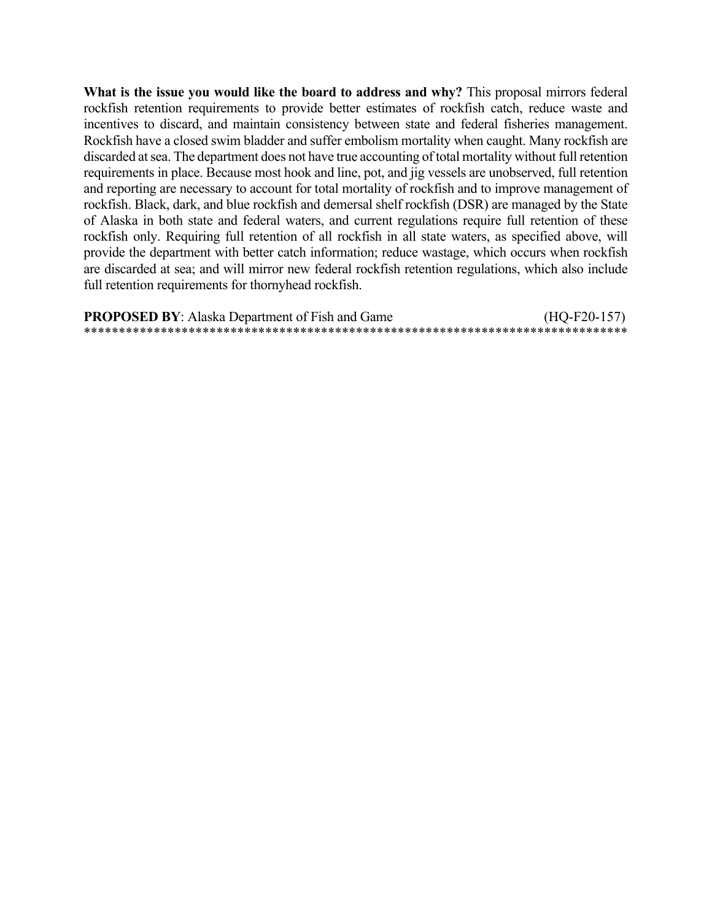**What is the issue you would like the board to address and why?** This proposal mirrors federal rockfish retention requirements to provide better estimates of rockfish catch, reduce waste and incentives to discard, and maintain consistency between state and federal fisheries management. Rockfish have a closed swim bladder and suffer embolism mortality when caught. Many rockfish are discarded at sea. The department does not have true accounting of total mortality without full retention requirements in place. Because most hook and line, pot, and jig vessels are unobserved, full retention and reporting are necessary to account for total mortality of rockfish and to improve management of rockfish. Black, dark, and blue rockfish and demersal shelf rockfish (DSR) are managed by the State of Alaska in both state and federal waters, and current regulations require full retention of these rockfish only. Requiring full retention of all rockfish in all state waters, as specified above, will provide the department with better catch information; reduce wastage, which occurs when rockfish are discarded at sea; and will mirror new federal rockfish retention regulations, which also include full retention requirements for thornyhead rockfish.

**PROPOSED BY**: Alaska Department of Fish and Game (HQ-F20-157)

******************************************************************************